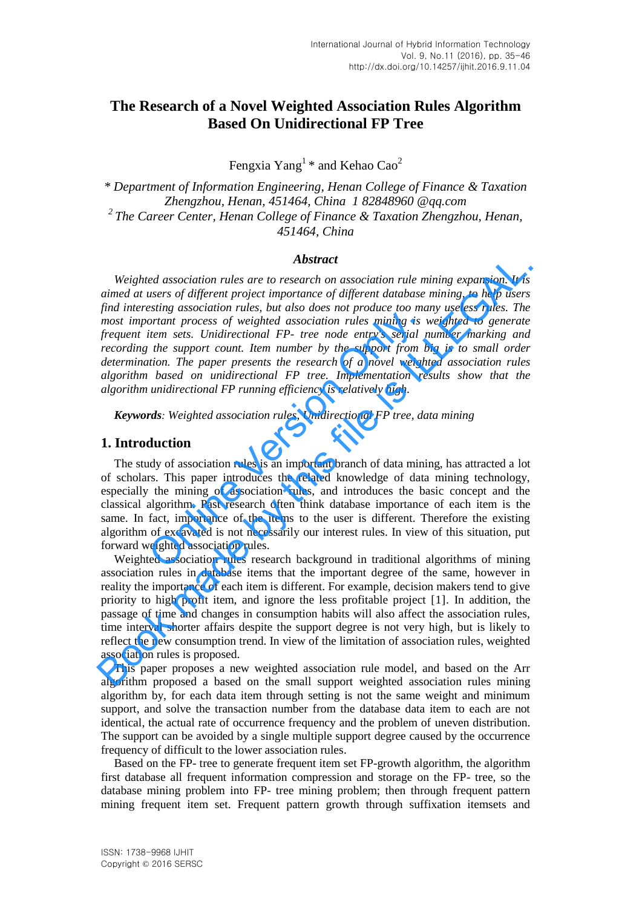# The Research of a Novel Weighted Association Rules Algorithm Based On Unidirectional FP Tree

Fengxia Yang[1] * and Kehao Cao[2]

*\* Department of Information Engineering, Henan College of Finance & Taxation Zhengzhou, Henan, 451464, China 1 82848960 @qq.com*
*[2] The Career Center, Henan College of Finance & Taxation Zhengzhou, Henan, 451464, China*

### Abstract

*Weighted association rules are to research on association rule mining expansion. It is aimed at users of different project importance of different database mining, to help users find interesting association rules, but also does not produce too many useless rules. The most important process of weighted association rules mining is weighted to generate frequent item sets. Unidirectional FP- tree node entry's serial number marking and recording the support count. Item number by the support from big is to small order determination. The paper presents the research of a novel weighted association rules algorithm based on unidirectional FP tree. Implementation results show that the algorithm unidirectional FP running efficiency is relatively high.*

***Keywords**: Weighted association rules, Unidirectional FP tree, data mining*

## 1. Introduction

The study of association rules is an important branch of data mining, has attracted a lot of scholars. This paper introduces the related knowledge of data mining technology, especially the mining of association rules, and introduces the basic concept and the classical algorithm. Past research often think database importance of each item is the same. In fact, importance of the items to the user is different. Therefore the existing algorithm of excavated is not necessarily our interest rules. In view of this situation, put forward weighted association rules.

Weighted association rules research background in traditional algorithms of mining association rules in database items that the important degree of the same, however in reality the importance of each item is different. For example, decision makers tend to give priority to high profit item, and ignore the less profitable project [1]. In addition, the passage of time and changes in consumption habits will also affect the association rules, time interval shorter affairs despite the support degree is not very high, but is likely to reflect the new consumption trend. In view of the limitation of association rules, weighted association rules is proposed.

This paper proposes a new weighted association rule model, and based on the Arr algorithm proposed a based on the small support weighted association rules mining algorithm by, for each data item through setting is not the same weight and minimum support, and solve the transaction number from the database data item to each are not identical, the actual rate of occurrence frequency and the problem of uneven distribution. The support can be avoided by a single multiple support degree caused by the occurrence frequency of difficult to the lower association rules.

Based on the FP- tree to generate frequent item set FP-growth algorithm, the algorithm first database all frequent information compression and storage on the FP- tree, so the database mining problem into FP- tree mining problem; then through frequent pattern mining frequent item set. Frequent pattern growth through suffixation itemsets and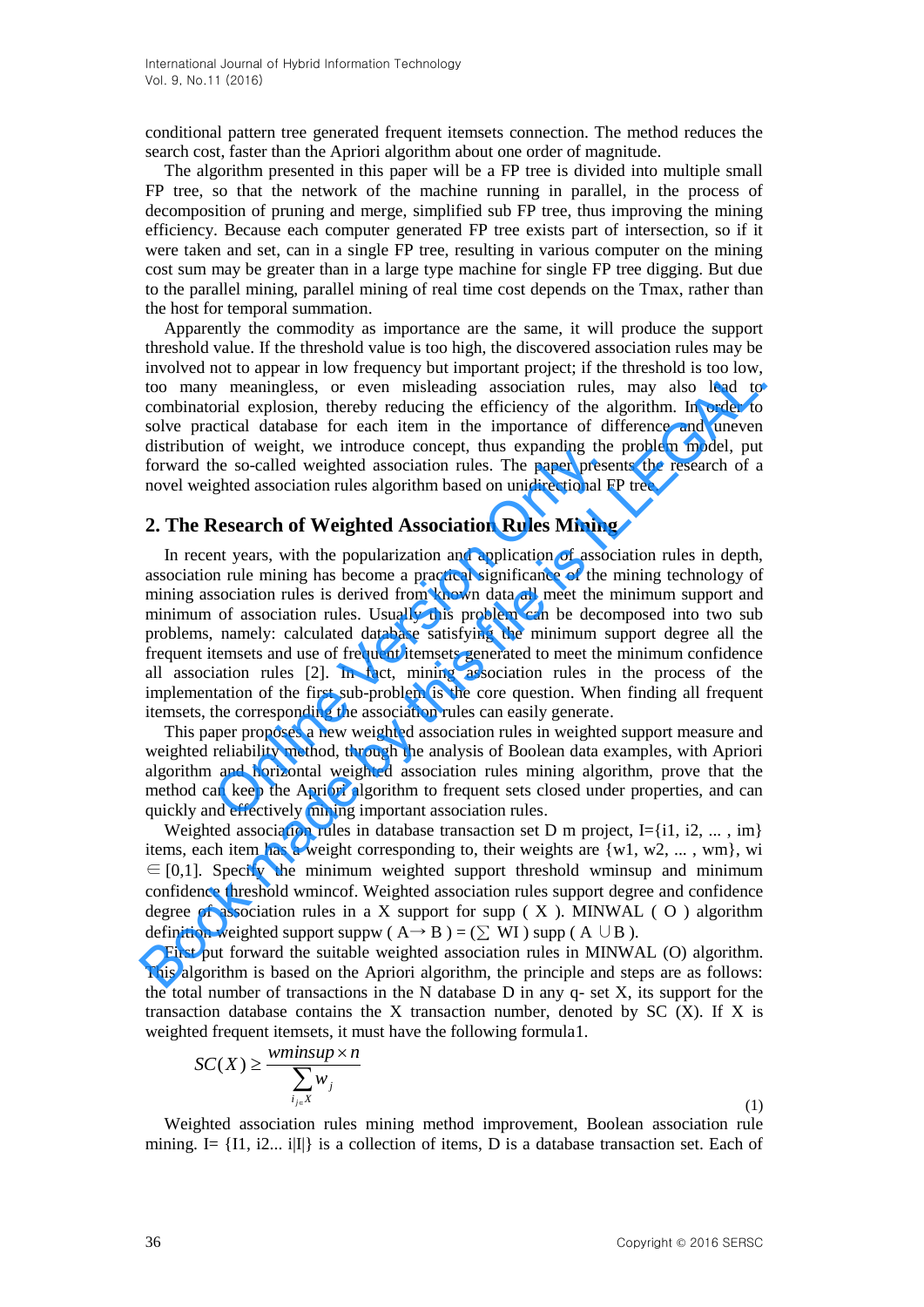conditional pattern tree generated frequent itemsets connection. The method reduces the search cost, faster than the Apriori algorithm about one order of magnitude.

The algorithm presented in this paper will be a FP tree is divided into multiple small FP tree, so that the network of the machine running in parallel, in the process of decomposition of pruning and merge, simplified sub FP tree, thus improving the mining efficiency. Because each computer generated FP tree exists part of intersection, so if it were taken and set, can in a single FP tree, resulting in various computer on the mining cost sum may be greater than in a large type machine for single FP tree digging. But due to the parallel mining, parallel mining of real time cost depends on the Tmax, rather than the host for temporal summation.

Apparently the commodity as importance are the same, it will produce the support threshold value. If the threshold value is too high, the discovered association rules may be involved not to appear in low frequency but important project; if the threshold is too low, too many meaningless, or even misleading association rules, may also lead to combinatorial explosion, thereby reducing the efficiency of the algorithm. In order to solve practical database for each item in the importance of difference and uneven distribution of weight, we introduce concept, thus expanding the problem model, put forward the so-called weighted association rules. The paper presents the research of a novel weighted association rules algorithm based on unidirectional FP tree.

## 2. The Research of Weighted Association Rules Mining

In recent years, with the popularization and application of association rules in depth, association rule mining has become a practical significance of the mining technology of mining association rules is derived from known data all meet the minimum support and minimum of association rules. Usually this problem can be decomposed into two sub problems, namely: calculated database satisfying the minimum support degree all the frequent itemsets and use of frequent itemsets generated to meet the minimum confidence all association rules [2]. In fact, mining association rules in the process of the implementation of the first sub-problem is the core question. When finding all frequent itemsets, the corresponding the association rules can easily generate.

This paper proposes a new weighted association rules in weighted support measure and weighted reliability method, through the analysis of Boolean data examples, with Apriori algorithm and horizontal weighted association rules mining algorithm, prove that the method can keep the Apriori algorithm to frequent sets closed under properties, and can quickly and effectively mining important association rules.

Weighted association rules in database transaction set D m project, I={i1, i2, ... , im} items, each item has a weight corresponding to, their weights are {w1, w2, ... , wm}, wi ∈ [0,1]. Specify the minimum weighted support threshold wminsup and minimum confidence threshold wmincof. Weighted association rules support degree and confidence degree of association rules in a X support for supp ( X ). MINWAL ( O ) algorithm definition weighted support suppw ( A→ B ) = (∑ WI ) supp ( A ∪B ).

First put forward the suitable weighted association rules in MINWAL (O) algorithm. This algorithm is based on the Apriori algorithm, the principle and steps are as follows: the total number of transactions in the N database D in any q- set X, its support for the transaction database contains the X transaction number, denoted by SC (X). If X is weighted frequent itemsets, it must have the following formula1.

$$SC(X) \geq \frac{wminsup \times n}{\sum_{i_j \in X} w_j} \tag{1}$$

Weighted association rules mining method improvement, Boolean association rule mining. I= {I1, i2... i|I|} is a collection of items, D is a database transaction set. Each of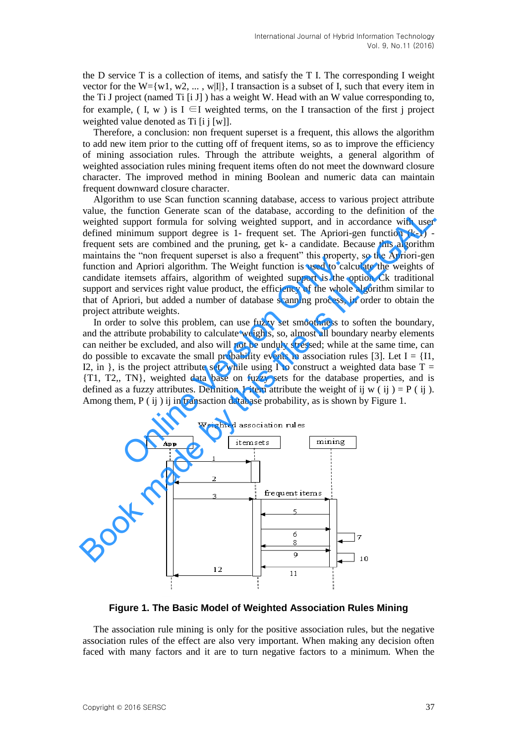the D service T is a collection of items, and satisfy the T I. The corresponding I weight vector for the W={w1, w2, ... , w|I|}, I transaction is a subset of I, such that every item in the Ti J project (named Ti [i J] ) has a weight W. Head with an W value corresponding to, for example, ( I, w ) is I ∈I weighted terms, on the I transaction of the first j project weighted value denoted as Ti [i j [w]].

Therefore, a conclusion: non frequent superset is a frequent, this allows the algorithm to add new item prior to the cutting off of frequent items, so as to improve the efficiency of mining association rules. Through the attribute weights, a general algorithm of weighted association rules mining frequent items often do not meet the downward closure character. The improved method in mining Boolean and numeric data can maintain frequent downward closure character.

Algorithm to use Scan function scanning database, access to various project attribute value, the function Generate scan of the database, according to the definition of the weighted support formula for solving weighted support, and in accordance with user defined minimum support degree is 1- frequent set. The Apriori-gen function (k-1) - frequent sets are combined and the pruning, get k- a candidate. Because this algorithm maintains the "non frequent superset is also a frequent" this property, so the Apriori-gen function and Apriori algorithm. The Weight function is used to calculate the weights of candidate itemsets affairs, algorithm of weighted support is the option Ck traditional support and services right value product, the efficiency of the whole algorithm similar to that of Apriori, but added a number of database scanning process, in order to obtain the project attribute weights.

In order to solve this problem, can use fuzzy set smoothness to soften the boundary, and the attribute probability to calculate weights, so, almost all boundary nearby elements can neither be excluded, and also will not be unduly stressed; while at the same time, can do possible to excavate the small probability events in association rules [3]. Let I = {I1, I2, in }, is the project attribute set, while using I to construct a weighted data base T = {T1, T2,, TN}, weighted data base on fuzzy sets for the database properties, and is defined as a fuzzy attributes. Definition 1 item attribute the weight of ij w ( ij ) = P ( ij ). Among them, P ( ij ) ij in transaction database probability, as is shown by Figure 1.

**Figure 1. The Basic Model of Weighted Association Rules Mining**

The association rule mining is only for the positive association rules, but the negative association rules of the effect are also very important. When making any decision often faced with many factors and it are to turn negative factors to a minimum. When the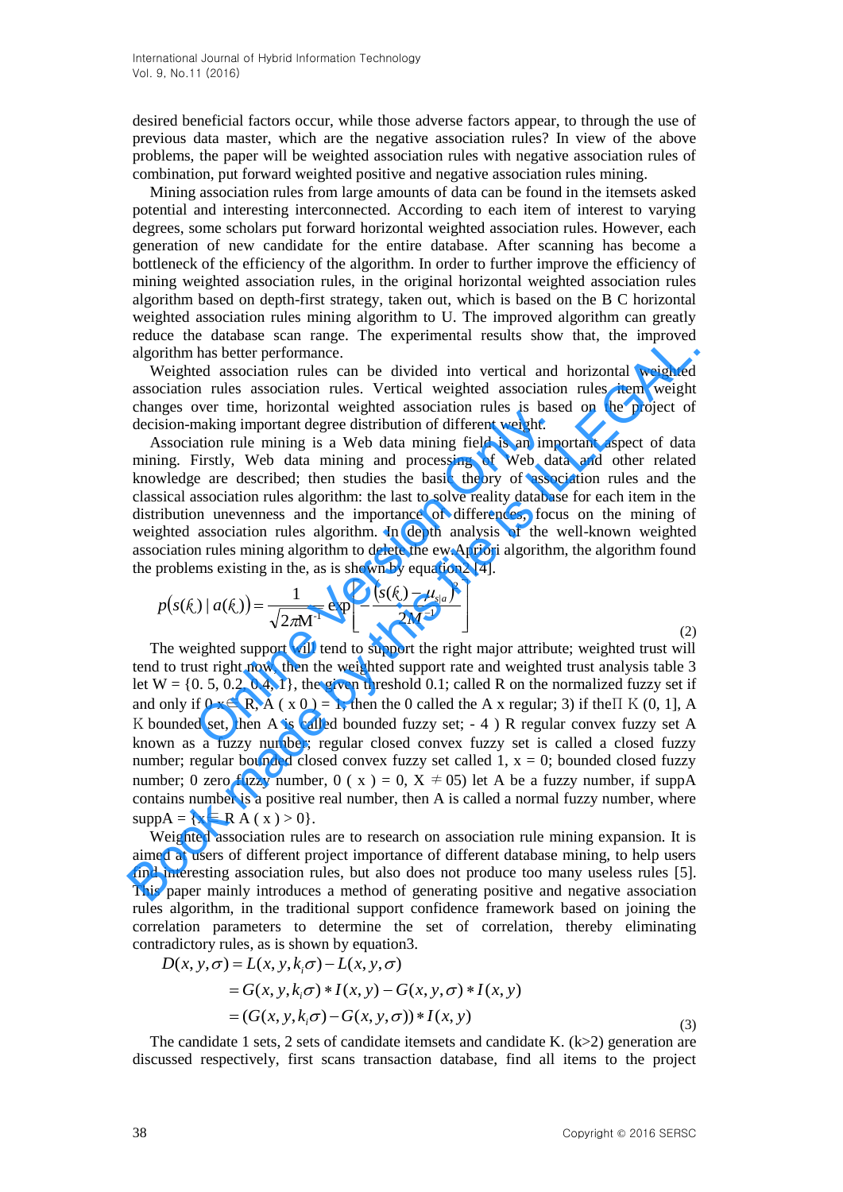desired beneficial factors occur, while those adverse factors appear, to through the use of previous data master, which are the negative association rules? In view of the above problems, the paper will be weighted association rules with negative association rules of combination, put forward weighted positive and negative association rules mining.

Mining association rules from large amounts of data can be found in the itemsets asked potential and interesting interconnected. According to each item of interest to varying degrees, some scholars put forward horizontal weighted association rules. However, each generation of new candidate for the entire database. After scanning has become a bottleneck of the efficiency of the algorithm. In order to further improve the efficiency of mining weighted association rules, in the original horizontal weighted association rules algorithm based on depth-first strategy, taken out, which is based on the B C horizontal weighted association rules mining algorithm to U. The improved algorithm can greatly reduce the database scan range. The experimental results show that, the improved algorithm has better performance.

Weighted association rules can be divided into vertical and horizontal weighted association rules association rules. Vertical weighted association rules item weight changes over time, horizontal weighted association rules is based on the project of decision-making important degree distribution of different weight.

Association rule mining is a Web data mining field is an important aspect of data mining. Firstly, Web data mining and processing of Web data and other related knowledge are described; then studies the basic theory of association rules and the classical association rules algorithm: the last to solve reality database for each item in the distribution unevenness and the importance of differences, focus on the mining of weighted association rules algorithm. In depth analysis of the well-known weighted association rules mining algorithm to delete the ew Apriori algorithm, the algorithm found the problems existing in the, as is shown by equation2 [4].

$$p(s(k_i) \mid a(k_i)) = \frac{1}{\sqrt{2\pi M^{-1}}} \exp\left[-\frac{(s(k_i) - \mu_{s|a})^2}{2M^{-1}}\right] \tag{2}$$

The weighted support will tend to support the right major attribute; weighted trust will tend to trust right now, then the weighted support rate and weighted trust analysis table 3 let W = {0. 5, 0.2, 0.4, 1}, the given threshold 0.1; called R on the normalized fuzzy set if and only if 0 x ∈ R, A ( x 0 ) = 1, then the 0 called the A x regular; 3) if the Π K (0, 1], A K bounded set, then A is called bounded fuzzy set; - 4 ) R regular convex fuzzy set A known as a fuzzy number; regular closed convex fuzzy set is called a closed fuzzy number; regular bounded closed convex fuzzy set called 1, x = 0; bounded closed fuzzy number; 0 zero fuzzy number, 0 ( x ) = 0, X ≠ 05) let A be a fuzzy number, if suppA contains number is a positive real number, then A is called a normal fuzzy number, where suppA = {x ∈ R A ( x ) > 0}.

Weighted association rules are to research on association rule mining expansion. It is aimed at users of different project importance of different database mining, to help users find interesting association rules, but also does not produce too many useless rules [5]. This paper mainly introduces a method of generating positive and negative association rules algorithm, in the traditional support confidence framework based on joining the correlation parameters to determine the set of correlation, thereby eliminating contradictory rules, as is shown by equation3.

$$\begin{aligned} D(x, y, \sigma) &= L(x, y, k_i\sigma) - L(x, y, \sigma) \\ &= G(x, y, k_i\sigma) * I(x, y) - G(x, y, \sigma) * I(x, y) \\ &= (G(x, y, k_i\sigma) - G(x, y, \sigma)) * I(x, y) \end{aligned} \tag{3}$$

The candidate 1 sets, 2 sets of candidate itemsets and candidate K. (k>2) generation are discussed respectively, first scans transaction database, find all items to the project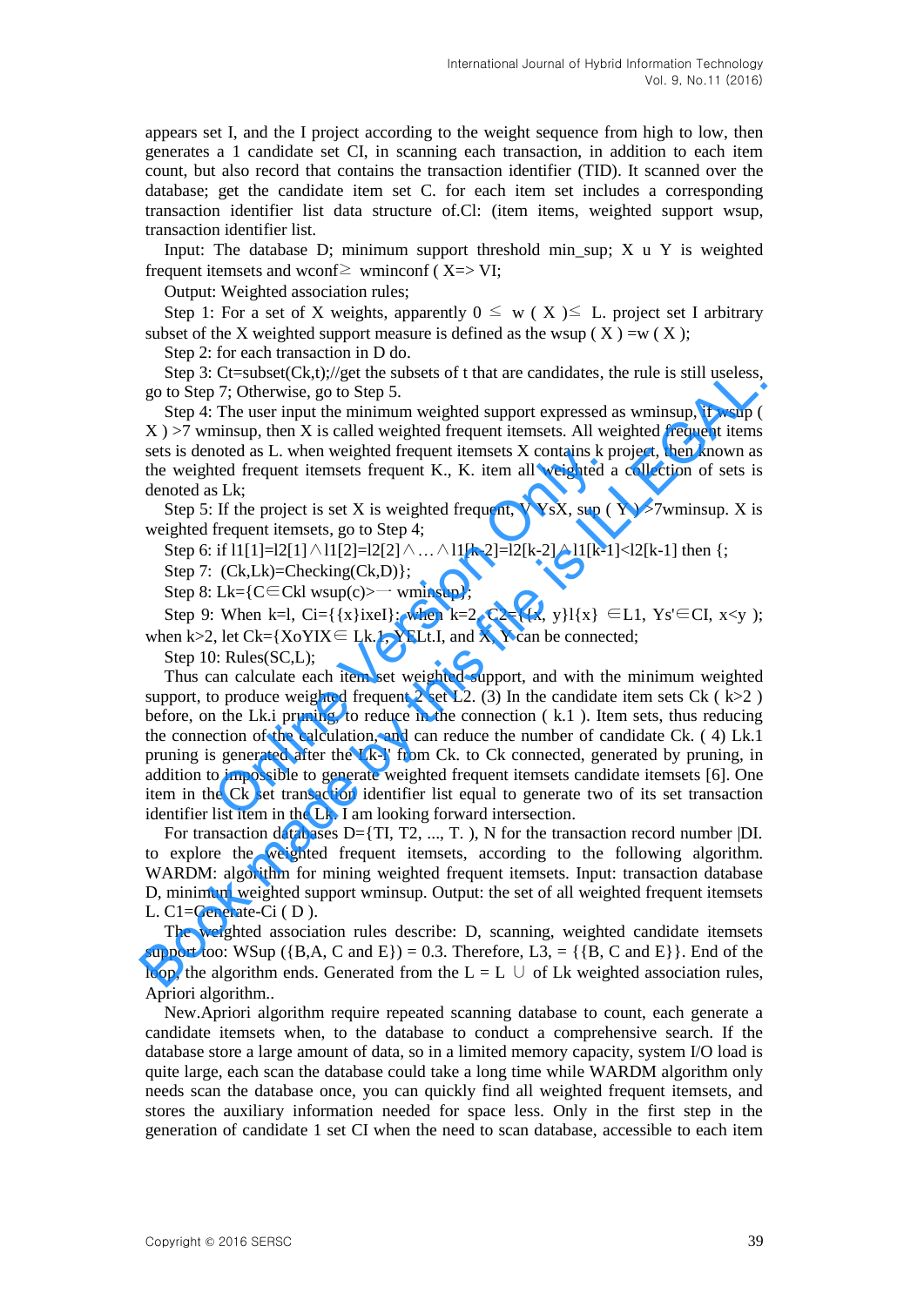appears set I, and the I project according to the weight sequence from high to low, then generates a 1 candidate set CI, in scanning each transaction, in addition to each item count, but also record that contains the transaction identifier (TID). It scanned over the database; get the candidate item set C. for each item set includes a corresponding transaction identifier list data structure of.Cl: (item items, weighted support wsup, transaction identifier list.

Input: The database D; minimum support threshold min_sup; X u Y is weighted frequent itemsets and wconf≥ wminconf ( X=> VI;

Output: Weighted association rules;

Step 1: For a set of X weights, apparently 0 ≤ w ( X )≤ L. project set I arbitrary subset of the X weighted support measure is defined as the wsup ( X ) =w ( X );

Step 2: for each transaction in D do.

Step 3: Ct=subset(Ck,t);//get the subsets of t that are candidates, the rule is still useless, go to Step 7; Otherwise, go to Step 5.

Step 4: The user input the minimum weighted support expressed as wminsup, if wsup ( X ) >7 wminsup, then X is called weighted frequent itemsets. All weighted frequent items sets is denoted as L. when weighted frequent itemsets X contains k project, then known as the weighted frequent itemsets frequent K., K. item all weighted a collection of sets is denoted as Lk;

Step 5: If the project is set X is weighted frequent, V YsX, sup ( Y ) >7wminsup. X is weighted frequent itemsets, go to Step 4;

Step 6: if l1[1]=l2[1]∧l1[2]=l2[2]∧…∧l1[k-2]=l2[k-2]∧l1[k-1]<l2[k-1] then {;

Step 7: (Ck,Lk)=Checking(Ck,D)};

Step 8: Lk={C∈Ckl wsup(c)>一 wminsup};

Step 9: When k=l, Ci={{x}ixeI}; when k=2, C2={{x, y}l{x} ∈L1, Ys'∈CI, x<y ); when k>2, let Ck={XoYIX∈ Lk.1, YELt.I, and X, Y can be connected;

Step 10: Rules(SC,L);

Thus can calculate each item set weighted support, and with the minimum weighted support, to produce weighted frequent 2 set L2. (3) In the candidate item sets Ck ( k>2 ) before, on the Lk.i pruning, to reduce in the connection ( k.1 ). Item sets, thus reducing the connection of the calculation, and can reduce the number of candidate Ck. ( 4) Lk.1 pruning is generated after the Lk-l' from Ck. to Ck connected, generated by pruning, in addition to impossible to generate weighted frequent itemsets candidate itemsets [6]. One item in the Ck set transaction identifier list equal to generate two of its set transaction identifier list item in the Lk. I am looking forward intersection.

For transaction databases D={TI, T2, ..., T. ), N for the transaction record number |DI. to explore the weighted frequent itemsets, according to the following algorithm. WARDM: algorithm for mining weighted frequent itemsets. Input: transaction database D, minimum weighted support wminsup. Output: the set of all weighted frequent itemsets L. C1=Generate-Ci ( D ).

The weighted association rules describe: D, scanning, weighted candidate itemsets support too: WSup ({B,A, C and E}) = 0.3. Therefore, L3, = {{B, C and E}}. End of the loop, the algorithm ends. Generated from the L = L ∪ of Lk weighted association rules, Apriori algorithm..

New.Apriori algorithm require repeated scanning database to count, each generate a candidate itemsets when, to the database to conduct a comprehensive search. If the database store a large amount of data, so in a limited memory capacity, system I/O load is quite large, each scan the database could take a long time while WARDM algorithm only needs scan the database once, you can quickly find all weighted frequent itemsets, and stores the auxiliary information needed for space less. Only in the first step in the generation of candidate 1 set CI when the need to scan database, accessible to each item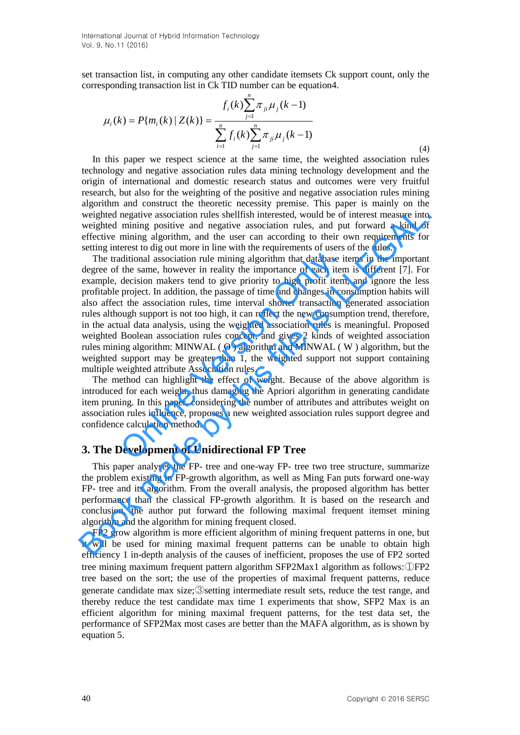set transaction list, in computing any other candidate itemsets Ck support count, only the corresponding transaction list in Ck TID number can be equation4.

$$\mu_i(k) = P\{m_i(k) \mid Z(k)\} = \frac{f_i(k)\sum_{j=1}^{n}\pi_{ji}\mu_j(k-1)}{\sum_{i=1}^{n} f_i(k)\sum_{j=1}^{n}\pi_{ji}\mu_j(k-1)} \tag{4}$$

In this paper we respect science at the same time, the weighted association rules technology and negative association rules data mining technology development and the origin of international and domestic research status and outcomes were very fruitful research, but also for the weighting of the positive and negative association rules mining algorithm and construct the theoretic necessity premise. This paper is mainly on the weighted negative association rules shellfish interested, would be of interest measure into weighted mining positive and negative association rules, and put forward a kind of effective mining algorithm, and the user can according to their own requirements for setting interest to dig out more in line with the requirements of users of the rules.

The traditional association rule mining algorithm that database items in the important degree of the same, however in reality the importance of each item is different [7]. For example, decision makers tend to give priority to high profit item, and ignore the less profitable project. In addition, the passage of time and changes in consumption habits will also affect the association rules, time interval shorter transaction generated association rules although support is not too high, it can reflect the new consumption trend, therefore, in the actual data analysis, using the weighted association rules is meaningful. Proposed weighted Boolean association rules concept, and gives 2 kinds of weighted association rules mining algorithm: MINWAL ( O ) algorithm and MINWAL ( W ) algorithm, but the weighted support may be greater than 1, the weighted support not support containing multiple weighted attribute Association rules.

The method can highlight the effect of weight. Because of the above algorithm is introduced for each weight, thus damaging the Apriori algorithm in generating candidate item pruning. In this paper, considering the number of attributes and attributes weight on association rules influence, proposes a new weighted association rules support degree and confidence calculation method.

## 3. The Development of Unidirectional FP Tree

This paper analyses the FP- tree and one-way FP- tree two tree structure, summarize the problem existing in FP-growth algorithm, as well as Ming Fan puts forward one-way FP- tree and its algorithm. From the overall analysis, the proposed algorithm has better performance than the classical FP-growth algorithm. It is based on the research and conclusion, the author put forward the following maximal frequent itemset mining algorithm and the algorithm for mining frequent closed.

FP2 grow algorithm is more efficient algorithm of mining frequent patterns in one, but it will be used for mining maximal frequent patterns can be unable to obtain high efficiency 1 in-depth analysis of the causes of inefficient, proposes the use of FP2 sorted tree mining maximum frequent pattern algorithm SFP2Max1 algorithm as follows:①FP2 tree based on the sort; the use of the properties of maximal frequent patterns, reduce generate candidate max size;③setting intermediate result sets, reduce the test range, and thereby reduce the test candidate max time 1 experiments that show, SFP2 Max is an efficient algorithm for mining maximal frequent patterns, for the test data set, the performance of SFP2Max most cases are better than the MAFA algorithm, as is shown by equation 5.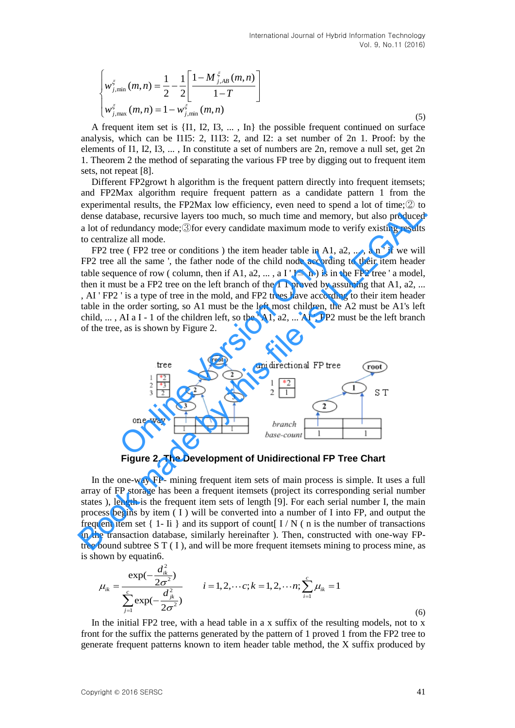$$\begin{cases} w_{j,\min}^{\xi}(m,n) = \dfrac{1}{2} - \dfrac{1}{2}\left[\dfrac{1 - M_{j,AB}^{\xi}(m,n)}{1-T}\right] \\ w_{j,\max}^{\xi}(m,n) = 1 - w_{j,\min}^{\xi}(m,n) \end{cases} \tag{5}$$

A frequent item set is {I1, I2, I3, ... , In} the possible frequent continued on surface analysis, which can be I1I5: 2, I1I3: 2, and I2: a set number of 2n 1. Proof: by the elements of I1, I2, I3, ... , In constitute a set of numbers are 2n, remove a null set, get 2n 1. Theorem 2 the method of separating the various FP tree by digging out to frequent item sets, not repeat [8].

Different FP2growt h algorithm is the frequent pattern directly into frequent itemsets; and FP2Max algorithm require frequent pattern as a candidate pattern 1 from the experimental results, the FP2Max low efficiency, even need to spend a lot of time;② to dense database, recursive layers too much, so much time and memory, but also produced a lot of redundancy mode;③for every candidate maximum mode to verify existing results to centralize all mode.

FP2 tree ( FP2 tree or conditions ) the item header table in A1, a2, ... , a n ' if we will FP2 tree all the same ', the father node of the child node according to their item header table sequence of row ( column, then if A1, a2, ... , a I ' I ≤ n ) is in the FP2 tree ' a model, then it must be a FP2 tree on the left branch of the 1 1 proved by assuming that A1, a2, ... , AI ' FP2 ' is a type of tree in the mold, and FP2 trees have according to their item header table in the order sorting, so A1 must be the left most children, the A2 must be A1's left child, ... , AI a I - 1 of the children left, so the ' A1, a2, ... AI ' FP2 must be the left branch of the tree, as is shown by Figure 2.

**Figure 2. The Development of Unidirectional FP Tree Chart**

In the one-way FP- mining frequent item sets of main process is simple. It uses a full array of FP storage has been a frequent itemsets (project its corresponding serial number states ), length is the frequent item sets of length [9]. For each serial number I, the main process begins by item ( I ) will be converted into a number of I into FP, and output the frequent item set { 1- Ii } and its support of count[ I / N ( n is the number of transactions in the transaction database, similarly hereinafter ). Then, constructed with one-way FP-tree bound subtree S T ( I ), and will be more frequent itemsets mining to process mine, as is shown by equatin6.

$$\mu_{ik} = \frac{\exp(-\dfrac{d_{ik}^2}{2\sigma^2})}{\sum_{j=1}^{c}\exp(-\dfrac{d_{jk}^2}{2\sigma^2})} \qquad i = 1,2,\cdots c; k = 1,2,\cdots n; \sum_{i=1}^{c}\mu_{ik} = 1 \tag{6}$$

In the initial FP2 tree, with a head table in a x suffix of the resulting models, not to x front for the suffix the patterns generated by the pattern of 1 proved 1 from the FP2 tree to generate frequent patterns known to item header table method, the X suffix produced by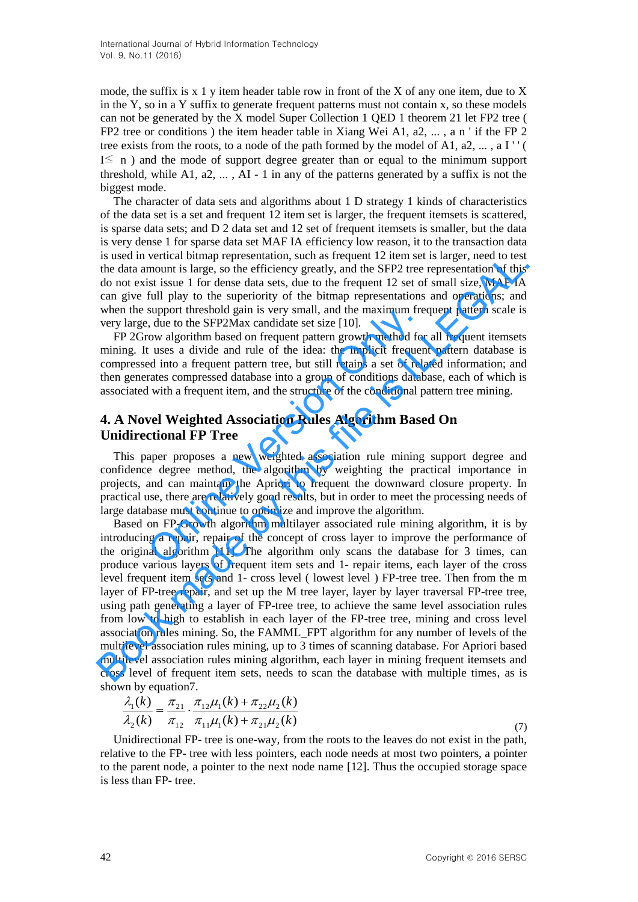mode, the suffix is x 1 y item header table row in front of the X of any one item, due to X in the Y, so in a Y suffix to generate frequent patterns must not contain x, so these models can not be generated by the X model Super Collection 1 QED 1 theorem 21 let FP2 tree ( FP2 tree or conditions ) the item header table in Xiang Wei A1, a2, ... , a n ' if the FP 2 tree exists from the roots, to a node of the path formed by the model of A1, a2, ... , a I ' ' ( I≤ n ) and the mode of support degree greater than or equal to the minimum support threshold, while A1, a2, ... , AI - 1 in any of the patterns generated by a suffix is not the biggest mode.

The character of data sets and algorithms about 1 D strategy 1 kinds of characteristics of the data set is a set and frequent 12 item set is larger, the frequent itemsets is scattered, is sparse data sets; and D 2 data set and 12 set of frequent itemsets is smaller, but the data is very dense 1 for sparse data set MAF IA efficiency low reason, it to the transaction data is used in vertical bitmap representation, such as frequent 12 item set is larger, need to test the data amount is large, so the efficiency greatly, and the SFP2 tree representation of this do not exist issue 1 for dense data sets, due to the frequent 12 set of small size, MAF IA can give full play to the superiority of the bitmap representations and operations; and when the support threshold gain is very small, and the maximum frequent pattern scale is very large, due to the SFP2Max candidate set size [10].

FP 2Grow algorithm based on frequent pattern growth method for all frequent itemsets mining. It uses a divide and rule of the idea: the implicit frequent pattern database is compressed into a frequent pattern tree, but still retains a set of related information; and then generates compressed database into a group of conditions database, each of which is associated with a frequent item, and the structure of the conditional pattern tree mining.

## 4. A Novel Weighted Association Rules Algorithm Based On Unidirectional FP Tree

This paper proposes a new weighted association rule mining support degree and confidence degree method, the algorithm by weighting the practical importance in projects, and can maintain the Apriori to frequent the downward closure property. In practical use, there are relatively good results, but in order to meet the processing needs of large database must continue to optimize and improve the algorithm.

Based on FP-Growth algorithm multilayer associated rule mining algorithm, it is by introducing a repair, repair of the concept of cross layer to improve the performance of the original algorithm [11]. The algorithm only scans the database for 3 times, can produce various layers of frequent item sets and 1- repair items, each layer of the cross level frequent item sets and 1- cross level ( lowest level ) FP-tree tree. Then from the m layer of FP-tree repair, and set up the M tree layer, layer by layer traversal FP-tree tree, using path generating a layer of FP-tree tree, to achieve the same level association rules from low to high to establish in each layer of the FP-tree tree, mining and cross level association rules mining. So, the FAMML_FPT algorithm for any number of levels of the multilevel association rules mining, up to 3 times of scanning database. For Apriori based multilevel association rules mining algorithm, each layer in mining frequent itemsets and cross level of frequent item sets, needs to scan the database with multiple times, as is shown by equation7.

$$\frac{\lambda_1(k)}{\lambda_2(k)} = \frac{\pi_{21}}{\pi_{12}} \cdot \frac{\pi_{12}\mu_1(k) + \pi_{22}\mu_2(k)}{\pi_{11}\mu_1(k) + \pi_{21}\mu_2(k)} \tag{7}$$

Unidirectional FP- tree is one-way, from the roots to the leaves do not exist in the path, relative to the FP- tree with less pointers, each node needs at most two pointers, a pointer to the parent node, a pointer to the next node name [12]. Thus the occupied storage space is less than FP- tree.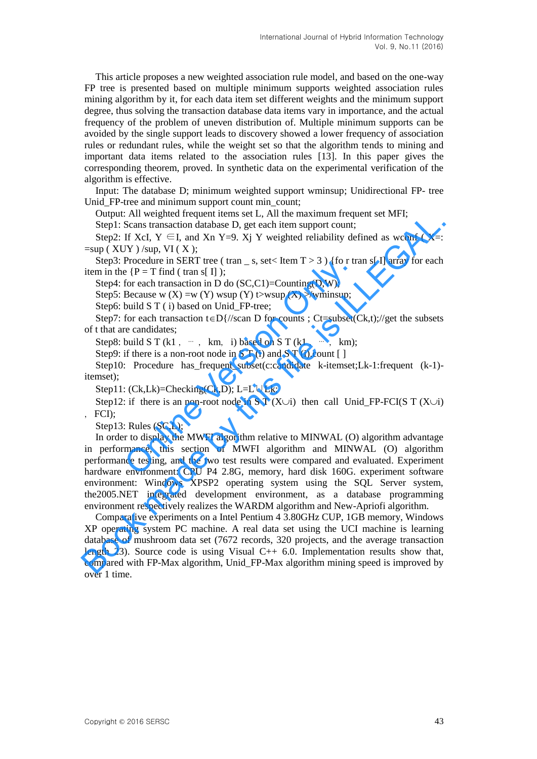This article proposes a new weighted association rule model, and based on the one-way FP tree is presented based on multiple minimum supports weighted association rules mining algorithm by it, for each data item set different weights and the minimum support degree, thus solving the transaction database data items vary in importance, and the actual frequency of the problem of uneven distribution of. Multiple minimum supports can be avoided by the single support leads to discovery showed a lower frequency of association rules or redundant rules, while the weight set so that the algorithm tends to mining and important data items related to the association rules [13]. In this paper gives the corresponding theorem, proved. In synthetic data on the experimental verification of the algorithm is effective.

Input: The database D; minimum weighted support wminsup; Unidirectional FP- tree Unid_FP-tree and minimum support count min_count;

Output: All weighted frequent items set L, All the maximum frequent set MFI;

Step1: Scans transaction database D, get each item support count;

Step2: If XcI, Y ∈I, and Xn Y=9. Xj Y weighted reliability defined as wconf ( X=: =sup ( XUY ) /sup, VI ( X );

Step3: Procedure in SERT tree ( tran _ s, set< Item T > 3 ) {fo r tran s[ I] array for each item in the {P = T find ( tran s[ I] );

Step4: for each transaction in D do (SC,C1)=Counting(D,W);

Step5: Because w (X) =w (Y) wsup (Y) t>wsup (X) >/wminsup;

Step6: build S T ( i) based on Unid_FP-tree;

Step7: for each transaction t∈D{//scan D for counts ; Ct=subset(Ck,t);//get the subsets of t that are candidates;

Step8: build S T (k1 , ··· , km, i) based on S T (k1, ···, km);

Step9: if there is a non-root node in S T (i) and S T (i).count [ ]

Step10: Procedure has_frequent_subset(c:candidate k-itemset;Lk-1:frequent (k-1)-itemset);

Step11: (Ck,Lk)=Checking(Ck,D); L=L∪Lk;

Step12: if there is an non-root node in S T (X∪i) then call Unid_FP-FCI(S T (X∪i) , FCI);

Step13: Rules (SC,L);

In order to display the MWFI algorithm relative to MINWAL (O) algorithm advantage in performance, this section of MWFI algorithm and MINWAL (O) algorithm performance testing, and the two test results were compared and evaluated. Experiment hardware environment: CPU P4 2.8G, memory, hard disk 160G. experiment software environment: Windows XPSP2 operating system using the SQL Server system, the2005.NET integrated development environment, as a database programming environment respectively realizes the WARDM algorithm and New-Apriofi algorithm.

Comparative experiments on a Intel Pentium 4 3.80GHz CUP, 1GB memory, Windows XP operating system PC machine. A real data set using the UCI machine is learning database of mushroom data set (7672 records, 320 projects, and the average transaction length 23). Source code is using Visual C++ 6.0. Implementation results show that, compared with FP-Max algorithm, Unid_FP-Max algorithm mining speed is improved by over 1 time.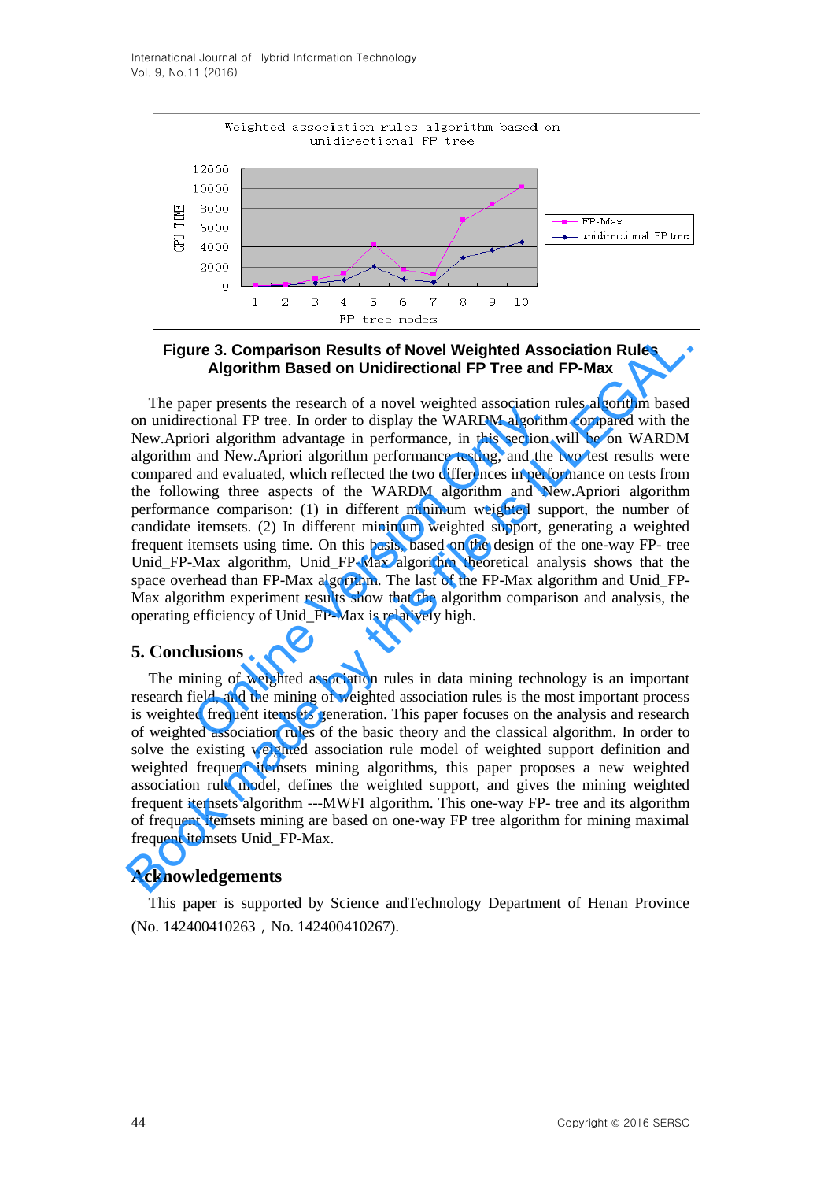Figure 3. Comparison Results of Novel Weighted Association Rules Algorithm Based on Unidirectional FP Tree and FP-Max

The paper presents the research of a novel weighted association rules algorithm based on unidirectional FP tree. In order to display the WARDM algorithm compared with the New.Apriori algorithm advantage in performance, in this section will be on WARDM algorithm and New.Apriori algorithm performance testing, and the two test results were compared and evaluated, which reflected the two differences in performance on tests from the following three aspects of the WARDM algorithm and New.Apriori algorithm performance comparison: (1) in different minimum weighted support, the number of candidate itemsets. (2) In different minimum weighted support, generating a weighted frequent itemsets using time. On this basis, based on the design of the one-way FP- tree Unid_FP-Max algorithm, Unid_FP-Max algorithm theoretical analysis shows that the space overhead than FP-Max algorithm. The last of the FP-Max algorithm and Unid_FP-Max algorithm experiment results show that the algorithm comparison and analysis, the operating efficiency of Unid_FP-Max is relatively high.

## 5. Conclusions

The mining of weighted association rules in data mining technology is an important research field, and the mining of weighted association rules is the most important process is weighted frequent itemsets generation. This paper focuses on the analysis and research of weighted association rules of the basic theory and the classical algorithm. In order to solve the existing weighted association rule model of weighted support definition and weighted frequent itemsets mining algorithms, this paper proposes a new weighted association rule model, defines the weighted support, and gives the mining weighted frequent itemsets algorithm ---MWFI algorithm. This one-way FP- tree and its algorithm of frequent itemsets mining are based on one-way FP tree algorithm for mining maximal frequent itemsets Unid_FP-Max.

## Acknowledgements

This paper is supported by Science andTechnology Department of Henan Province (No. 142400410263，No. 142400410267).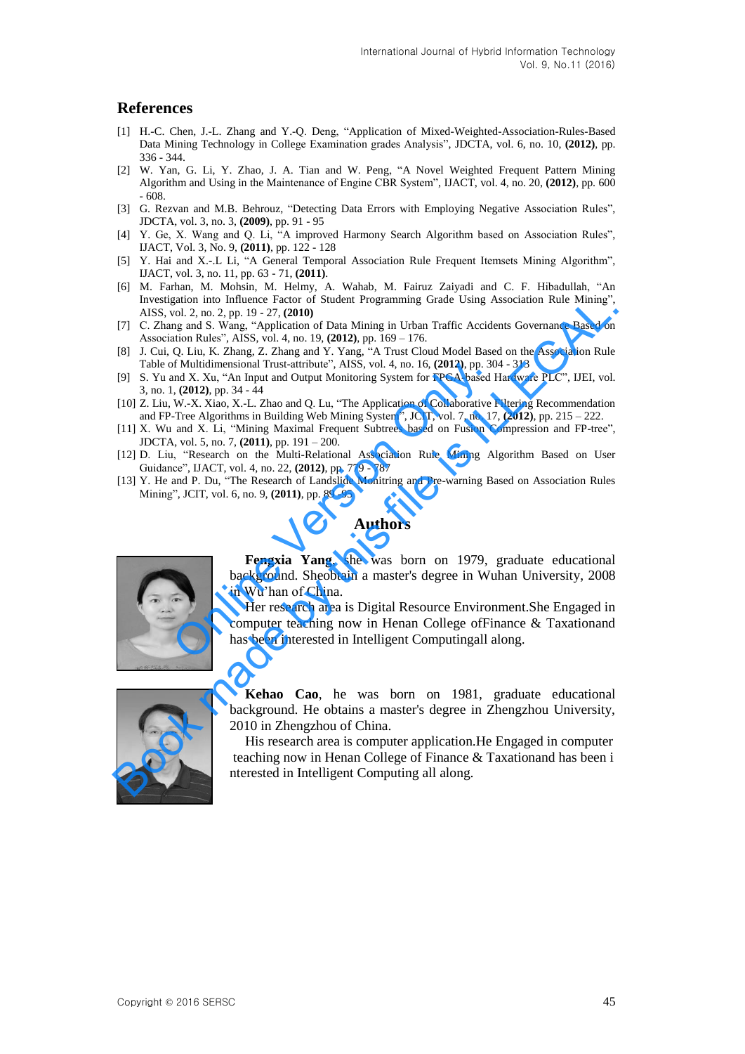## References

[1] H.-C. Chen, J.-L. Zhang and Y.-Q. Deng, "Application of Mixed-Weighted-Association-Rules-Based Data Mining Technology in College Examination grades Analysis", JDCTA, vol. 6, no. 10, **(2012)**, pp. 336 - 344.

[2] W. Yan, G. Li, Y. Zhao, J. A. Tian and W. Peng, "A Novel Weighted Frequent Pattern Mining Algorithm and Using in the Maintenance of Engine CBR System", IJACT, vol. 4, no. 20, **(2012)**, pp. 600 - 608.

[3] G. Rezvan and M.B. Behrouz, "Detecting Data Errors with Employing Negative Association Rules", JDCTA, vol. 3, no. 3, **(2009)**, pp. 91 - 95

[4] Y. Ge, X. Wang and Q. Li, "A improved Harmony Search Algorithm based on Association Rules", IJACT, Vol. 3, No. 9, **(2011)**, pp. 122 - 128

[5] Y. Hai and X.-.L Li, "A General Temporal Association Rule Frequent Itemsets Mining Algorithm", IJACT, vol. 3, no. 11, pp. 63 - 71, **(2011)**.

[6] M. Farhan, M. Mohsin, M. Helmy, A. Wahab, M. Fairuz Zaiyadi and C. F. Hibadullah, "An Investigation into Influence Factor of Student Programming Grade Using Association Rule Mining", AISS, vol. 2, no. 2, pp. 19 - 27, **(2010)**

[7] C. Zhang and S. Wang, "Application of Data Mining in Urban Traffic Accidents Governance Based on Association Rules", AISS, vol. 4, no. 19, **(2012)**, pp. 169 – 176.

[8] J. Cui, Q. Liu, K. Zhang, Z. Zhang and Y. Yang, "A Trust Cloud Model Based on the Association Rule Table of Multidimensional Trust-attribute", AISS, vol. 4, no. 16, **(2012)**, pp. 304 - 318

[9] S. Yu and X. Xu, "An Input and Output Monitoring System for FPGA-based Hardware PLC", IJEI, vol. 3, no. 1, **(2012)**, pp. 34 - 44

[10] Z. Liu, W.-X. Xiao, X.-L. Zhao and Q. Lu, "The Application of Collaborative Filtering Recommendation and FP-Tree Algorithms in Building Web Mining System", JCIT, vol. 7, no. 17, **(2012)**, pp. 215 – 222.

[11] X. Wu and X. Li, "Mining Maximal Frequent Subtrees based on Fusion Compression and FP-tree", JDCTA, vol. 5, no. 7, **(2011)**, pp. 191 – 200.

[12] D. Liu, "Research on the Multi-Relational Association Rule Mining Algorithm Based on User Guidance", IJACT, vol. 4, no. 22, **(2012)**, pp. 779 - 787

[13] Y. He and P. Du, "The Research of Landslide Monitring and Pre-warning Based on Association Rules Mining", JCIT, vol. 6, no. 9, **(2011)**, pp. 89 - 95

## Authors

**Fengxia Yang**, she was born on 1979, graduate educational background. Sheobtain a master's degree in Wuhan University, 2008 in Wu'han of China.

Her research area is Digital Resource Environment.She Engaged in computer teaching now in Henan College ofFinance & Taxationand has been interested in Intelligent Computingall along.

**Kehao Cao**, he was born on 1981, graduate educational background. He obtains a master's degree in Zhengzhou University, 2010 in Zhengzhou of China.

His research area is computer application.He Engaged in computer teaching now in Henan College of Finance & Taxationand has been i nterested in Intelligent Computing all along.